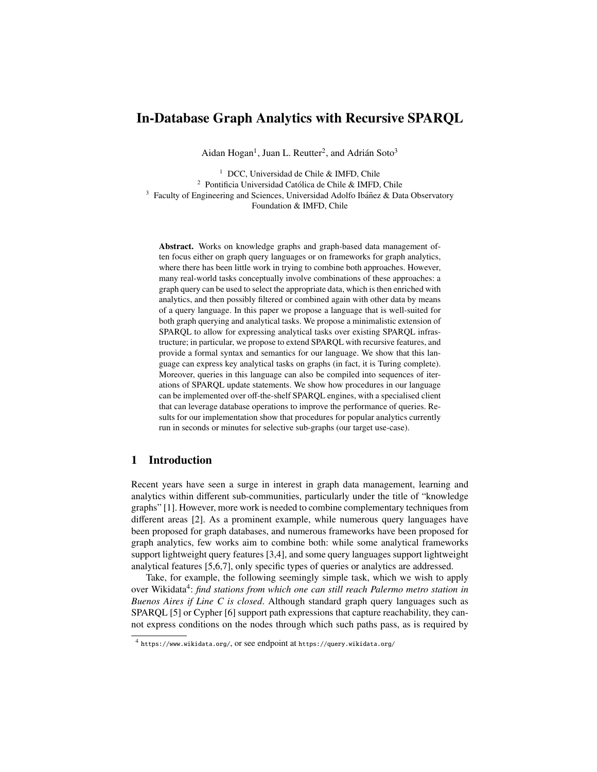# In-Database Graph Analytics with Recursive SPARQL

Aidan Hogan[1], Juan L. Reutter[2], and Adrián Soto[3]

[1] DCC, Universidad de Chile & IMFD, Chile
[2] Pontificia Universidad Católica de Chile & IMFD, Chile
[3] Faculty of Engineering and Sciences, Universidad Adolfo Ibáñez & Data Observatory Foundation & IMFD, Chile

**Abstract.** Works on knowledge graphs and graph-based data management often focus either on graph query languages or on frameworks for graph analytics, where there has been little work in trying to combine both approaches. However, many real-world tasks conceptually involve combinations of these approaches: a graph query can be used to select the appropriate data, which is then enriched with analytics, and then possibly filtered or combined again with other data by means of a query language. In this paper we propose a language that is well-suited for both graph querying and analytical tasks. We propose a minimalistic extension of SPARQL to allow for expressing analytical tasks over existing SPARQL infrastructure; in particular, we propose to extend SPARQL with recursive features, and provide a formal syntax and semantics for our language. We show that this language can express key analytical tasks on graphs (in fact, it is Turing complete). Moreover, queries in this language can also be compiled into sequences of iterations of SPARQL update statements. We show how procedures in our language can be implemented over off-the-shelf SPARQL engines, with a specialised client that can leverage database operations to improve the performance of queries. Results for our implementation show that procedures for popular analytics currently run in seconds or minutes for selective sub-graphs (our target use-case).

## 1 Introduction

Recent years have seen a surge in interest in graph data management, learning and analytics within different sub-communities, particularly under the title of "knowledge graphs" [1]. However, more work is needed to combine complementary techniques from different areas [2]. As a prominent example, while numerous query languages have been proposed for graph databases, and numerous frameworks have been proposed for graph analytics, few works aim to combine both: while some analytical frameworks support lightweight query features [3,4], and some query languages support lightweight analytical features [5,6,7], only specific types of queries or analytics are addressed.

Take, for example, the following seemingly simple task, which we wish to apply over Wikidata[4]: *find stations from which one can still reach Palermo metro station in Buenos Aires if Line C is closed*. Although standard graph query languages such as SPARQL [5] or Cypher [6] support path expressions that capture reachability, they cannot express conditions on the nodes through which such paths pass, as is required by

[4] https://www.wikidata.org/, or see endpoint at https://query.wikidata.org/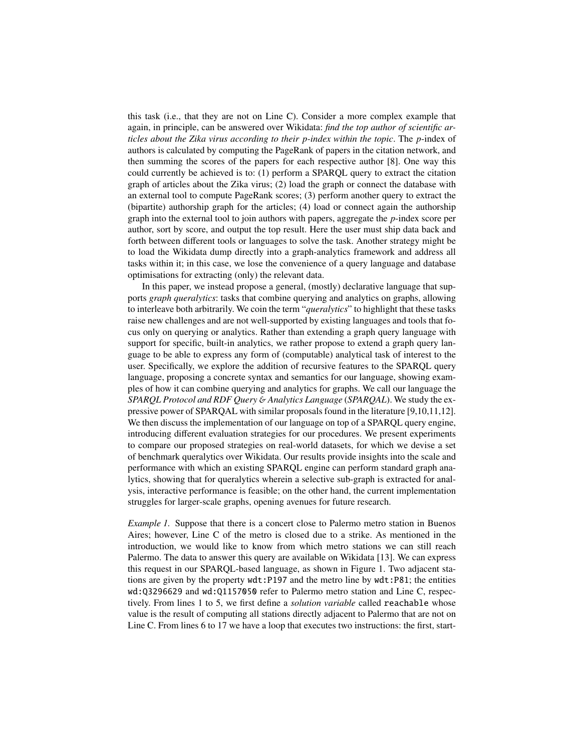this task (i.e., that they are not on Line C). Consider a more complex example that again, in principle, can be answered over Wikidata: *find the top author of scientific articles about the Zika virus according to their p-index within the topic*. The *p*-index of authors is calculated by computing the PageRank of papers in the citation network, and then summing the scores of the papers for each respective author [8]. One way this could currently be achieved is to: (1) perform a SPARQL query to extract the citation graph of articles about the Zika virus; (2) load the graph or connect the database with an external tool to compute PageRank scores; (3) perform another query to extract the (bipartite) authorship graph for the articles; (4) load or connect again the authorship graph into the external tool to join authors with papers, aggregate the *p*-index score per author, sort by score, and output the top result. Here the user must ship data back and forth between different tools or languages to solve the task. Another strategy might be to load the Wikidata dump directly into a graph-analytics framework and address all tasks within it; in this case, we lose the convenience of a query language and database optimisations for extracting (only) the relevant data.

In this paper, we instead propose a general, (mostly) declarative language that supports *graph queralytics*: tasks that combine querying and analytics on graphs, allowing to interleave both arbitrarily. We coin the term "*queralytics*" to highlight that these tasks raise new challenges and are not well-supported by existing languages and tools that focus only on querying or analytics. Rather than extending a graph query language with support for specific, built-in analytics, we rather propose to extend a graph query language to be able to express any form of (computable) analytical task of interest to the user. Specifically, we explore the addition of recursive features to the SPARQL query language, proposing a concrete syntax and semantics for our language, showing examples of how it can combine querying and analytics for graphs. We call our language the *SPARQL Protocol and RDF Query & Analytics Language* (*SPARQAL*). We study the expressive power of SPARQAL with similar proposals found in the literature [9,10,11,12]. We then discuss the implementation of our language on top of a SPARQL query engine, introducing different evaluation strategies for our procedures. We present experiments to compare our proposed strategies on real-world datasets, for which we devise a set of benchmark queralytics over Wikidata. Our results provide insights into the scale and performance with which an existing SPARQL engine can perform standard graph analytics, showing that for queralytics wherein a selective sub-graph is extracted for analysis, interactive performance is feasible; on the other hand, the current implementation struggles for larger-scale graphs, opening avenues for future research.

*Example 1.* Suppose that there is a concert close to Palermo metro station in Buenos Aires; however, Line C of the metro is closed due to a strike. As mentioned in the introduction, we would like to know from which metro stations we can still reach Palermo. The data to answer this query are available on Wikidata [13]. We can express this request in our SPARQL-based language, as shown in Figure 1. Two adjacent stations are given by the property `wdt:P197` and the metro line by `wdt:P81`; the entities `wd:Q3296629` and `wd:Q1157050` refer to Palermo metro station and Line C, respectively. From lines 1 to 5, we first define a *solution variable* called `reachable` whose value is the result of computing all stations directly adjacent to Palermo that are not on Line C. From lines 6 to 17 we have a loop that executes two instructions: the first, start-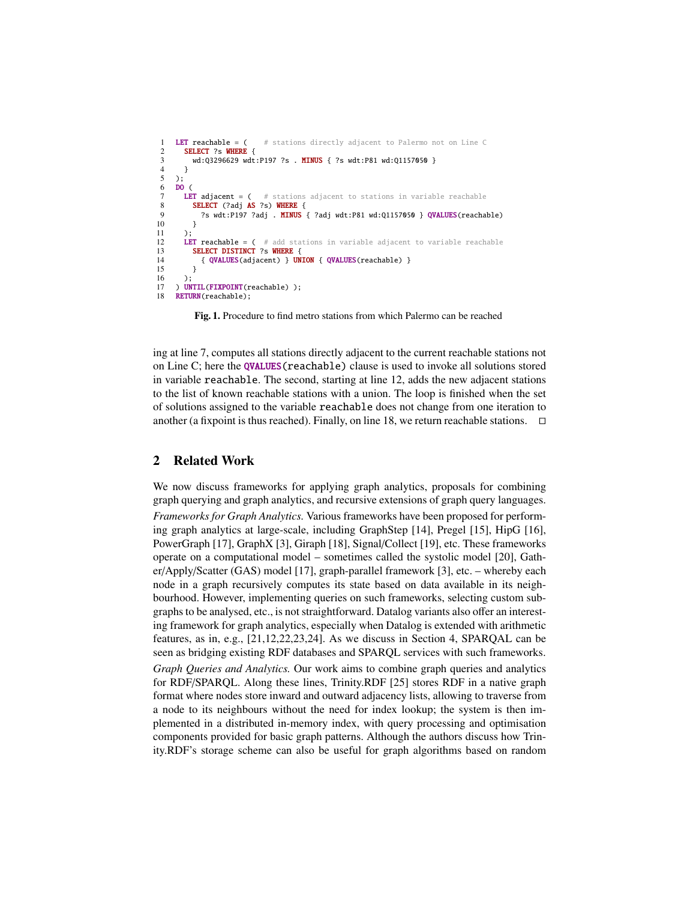```
1  LET reachable = (    # stations directly adjacent to Palermo not on Line C
2    SELECT ?s WHERE {
3      wd:Q3296629 wdt:P197 ?s . MINUS { ?s wdt:P81 wd:Q1157050 }
4    }
5  );
6  DO (
7    LET adjacent = (   # stations adjacent to stations in variable reachable
8      SELECT (?adj AS ?s) WHERE {
9        ?s wdt:P197 ?adj . MINUS { ?adj wdt:P81 wd:Q1157050 } QVALUES(reachable)
10     }
11   );
12   LET reachable = (  # add stations in variable adjacent to variable reachable
13     SELECT DISTINCT ?s WHERE {
14       { QVALUES(adjacent) } UNION { QVALUES(reachable) }
15     }
16   );
17 ) UNTIL(FIXPOINT(reachable) );
18 RETURN(reachable);
```

**Fig. 1.** Procedure to find metro stations from which Palermo can be reached

ing at line 7, computes all stations directly adjacent to the current reachable stations not on Line C; here the `QVALUES(reachable)` clause is used to invoke all solutions stored in variable `reachable`. The second, starting at line 12, adds the new adjacent stations to the list of known reachable stations with a union. The loop is finished when the set of solutions assigned to the variable `reachable` does not change from one iteration to another (a fixpoint is thus reached). Finally, on line 18, we return reachable stations. □

## 2 Related Work

We now discuss frameworks for applying graph analytics, proposals for combining graph querying and graph analytics, and recursive extensions of graph query languages.

*Frameworks for Graph Analytics.* Various frameworks have been proposed for performing graph analytics at large-scale, including GraphStep [14], Pregel [15], HipG [16], PowerGraph [17], GraphX [3], Giraph [18], Signal/Collect [19], etc. These frameworks operate on a computational model – sometimes called the systolic model [20], Gather/Apply/Scatter (GAS) model [17], graph-parallel framework [3], etc. – whereby each node in a graph recursively computes its state based on data available in its neighbourhood. However, implementing queries on such frameworks, selecting custom subgraphs to be analysed, etc., is not straightforward. Datalog variants also offer an interesting framework for graph analytics, especially when Datalog is extended with arithmetic features, as in, e.g., [21,12,22,23,24]. As we discuss in Section 4, SPARQAL can be seen as bridging existing RDF databases and SPARQL services with such frameworks.

*Graph Queries and Analytics.* Our work aims to combine graph queries and analytics for RDF/SPARQL. Along these lines, Trinity.RDF [25] stores RDF in a native graph format where nodes store inward and outward adjacency lists, allowing to traverse from a node to its neighbours without the need for index lookup; the system is then implemented in a distributed in-memory index, with query processing and optimisation components provided for basic graph patterns. Although the authors discuss how Trinity.RDF's storage scheme can also be useful for graph algorithms based on random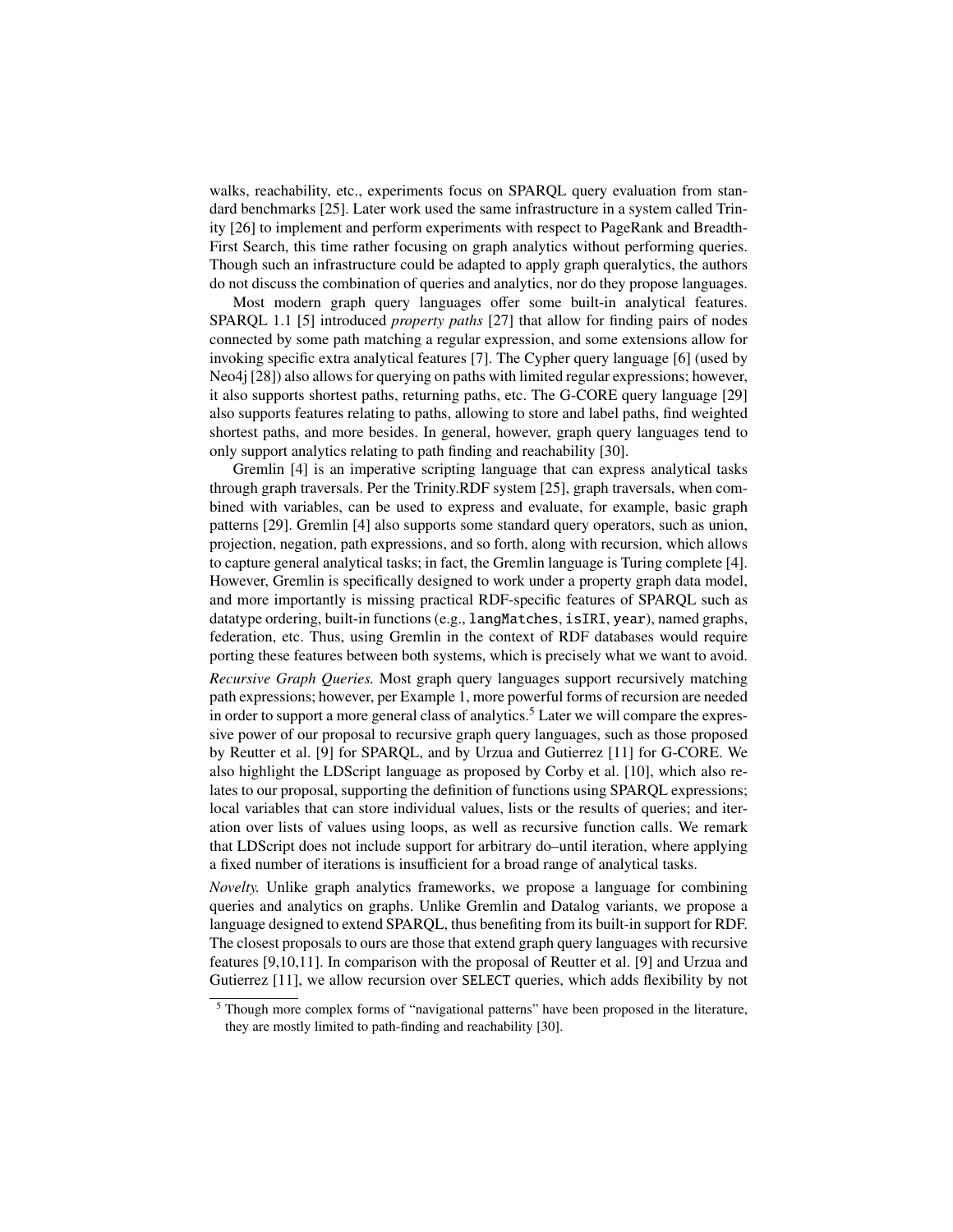walks, reachability, etc., experiments focus on SPARQL query evaluation from standard benchmarks [25]. Later work used the same infrastructure in a system called Trinity [26] to implement and perform experiments with respect to PageRank and Breadth-First Search, this time rather focusing on graph analytics without performing queries. Though such an infrastructure could be adapted to apply graph queralytics, the authors do not discuss the combination of queries and analytics, nor do they propose languages.

Most modern graph query languages offer some built-in analytical features. SPARQL 1.1 [5] introduced *property paths* [27] that allow for finding pairs of nodes connected by some path matching a regular expression, and some extensions allow for invoking specific extra analytical features [7]. The Cypher query language [6] (used by Neo4j [28]) also allows for querying on paths with limited regular expressions; however, it also supports shortest paths, returning paths, etc. The G-CORE query language [29] also supports features relating to paths, allowing to store and label paths, find weighted shortest paths, and more besides. In general, however, graph query languages tend to only support analytics relating to path finding and reachability [30].

Gremlin [4] is an imperative scripting language that can express analytical tasks through graph traversals. Per the Trinity.RDF system [25], graph traversals, when combined with variables, can be used to express and evaluate, for example, basic graph patterns [29]. Gremlin [4] also supports some standard query operators, such as union, projection, negation, path expressions, and so forth, along with recursion, which allows to capture general analytical tasks; in fact, the Gremlin language is Turing complete [4]. However, Gremlin is specifically designed to work under a property graph data model, and more importantly is missing practical RDF-specific features of SPARQL such as datatype ordering, built-in functions (e.g., `langMatches`, `isIRI`, `year`), named graphs, federation, etc. Thus, using Gremlin in the context of RDF databases would require porting these features between both systems, which is precisely what we want to avoid.

*Recursive Graph Queries.* Most graph query languages support recursively matching path expressions; however, per Example 1, more powerful forms of recursion are needed in order to support a more general class of analytics.[5] Later we will compare the expressive power of our proposal to recursive graph query languages, such as those proposed by Reutter et al. [9] for SPARQL, and by Urzua and Gutierrez [11] for G-CORE. We also highlight the LDScript language as proposed by Corby et al. [10], which also relates to our proposal, supporting the definition of functions using SPARQL expressions; local variables that can store individual values, lists or the results of queries; and iteration over lists of values using loops, as well as recursive function calls. We remark that LDScript does not include support for arbitrary do–until iteration, where applying a fixed number of iterations is insufficient for a broad range of analytical tasks.

*Novelty.* Unlike graph analytics frameworks, we propose a language for combining queries and analytics on graphs. Unlike Gremlin and Datalog variants, we propose a language designed to extend SPARQL, thus benefiting from its built-in support for RDF. The closest proposals to ours are those that extend graph query languages with recursive features [9,10,11]. In comparison with the proposal of Reutter et al. [9] and Urzua and Gutierrez [11], we allow recursion over `SELECT` queries, which adds flexibility by not

[5] Though more complex forms of "navigational patterns" have been proposed in the literature, they are mostly limited to path-finding and reachability [30].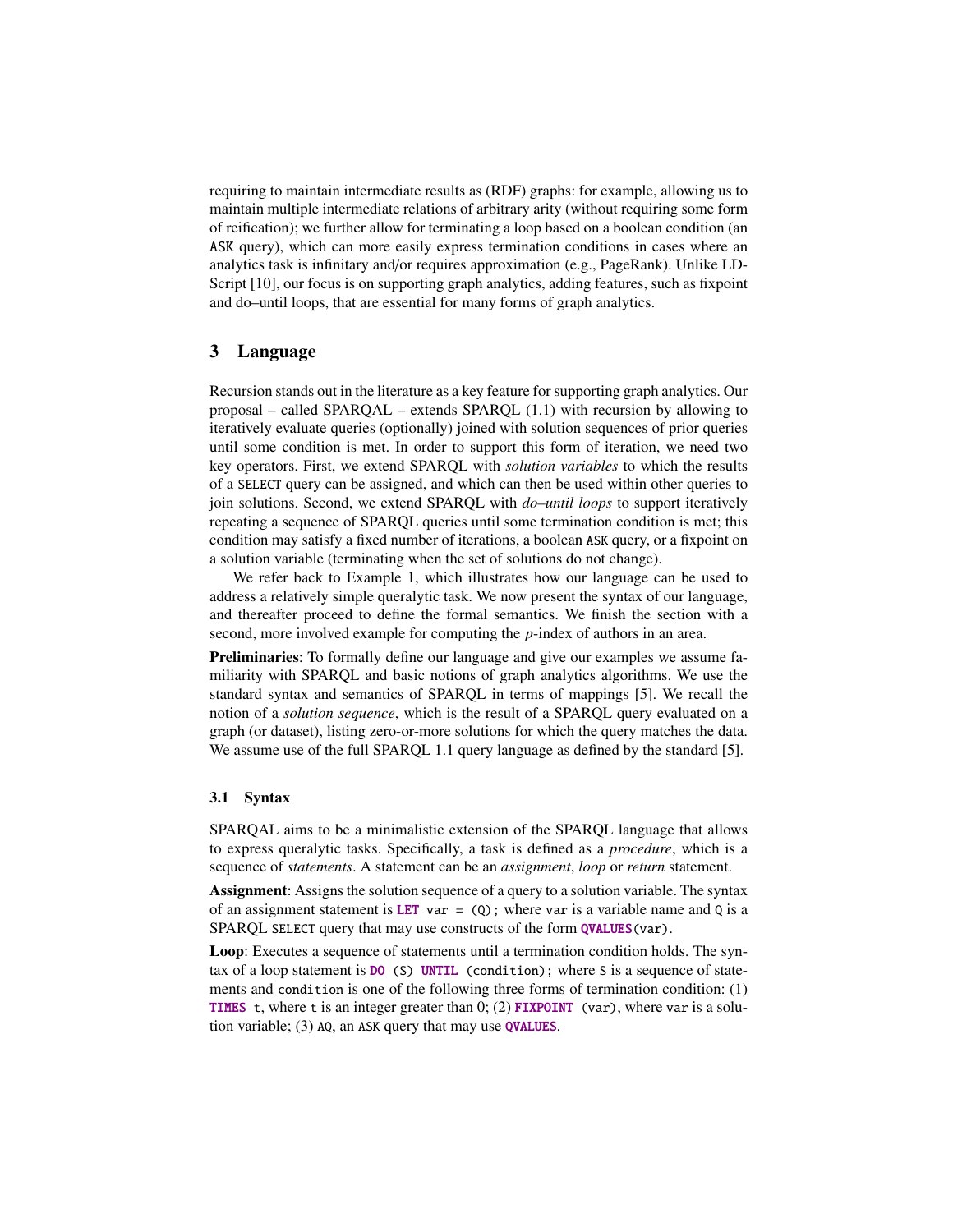requiring to maintain intermediate results as (RDF) graphs: for example, allowing us to maintain multiple intermediate relations of arbitrary arity (without requiring some form of reification); we further allow for terminating a loop based on a boolean condition (an `ASK` query), which can more easily express termination conditions in cases where an analytics task is infinitary and/or requires approximation (e.g., PageRank). Unlike LD-Script [10], our focus is on supporting graph analytics, adding features, such as fixpoint and do–until loops, that are essential for many forms of graph analytics.

## 3 Language

Recursion stands out in the literature as a key feature for supporting graph analytics. Our proposal – called SPARQAL – extends SPARQL (1.1) with recursion by allowing to iteratively evaluate queries (optionally) joined with solution sequences of prior queries until some condition is met. In order to support this form of iteration, we need two key operators. First, we extend SPARQL with *solution variables* to which the results of a `SELECT` query can be assigned, and which can then be used within other queries to join solutions. Second, we extend SPARQL with *do–until loops* to support iteratively repeating a sequence of SPARQL queries until some termination condition is met; this condition may satisfy a fixed number of iterations, a boolean `ASK` query, or a fixpoint on a solution variable (terminating when the set of solutions do not change).

We refer back to Example 1, which illustrates how our language can be used to address a relatively simple queralytic task. We now present the syntax of our language, and thereafter proceed to define the formal semantics. We finish the section with a second, more involved example for computing the *p*-index of authors in an area.

**Preliminaries**: To formally define our language and give our examples we assume familiarity with SPARQL and basic notions of graph analytics algorithms. We use the standard syntax and semantics of SPARQL in terms of mappings [5]. We recall the notion of a *solution sequence*, which is the result of a SPARQL query evaluated on a graph (or dataset), listing zero-or-more solutions for which the query matches the data. We assume use of the full SPARQL 1.1 query language as defined by the standard [5].

### 3.1 Syntax

SPARQAL aims to be a minimalistic extension of the SPARQL language that allows to express queralytic tasks. Specifically, a task is defined as a *procedure*, which is a sequence of *statements*. A statement can be an *assignment*, *loop* or *return* statement.

**Assignment**: Assigns the solution sequence of a query to a solution variable. The syntax of an assignment statement is `LET var = (Q);` where `var` is a variable name and `Q` is a SPARQL `SELECT` query that may use constructs of the form `QVALUES(var)`.

**Loop**: Executes a sequence of statements until a termination condition holds. The syntax of a loop statement is `DO (S) UNTIL (condition);` where `S` is a sequence of statements and `condition` is one of the following three forms of termination condition: (1) `TIMES t`, where `t` is an integer greater than 0; (2) `FIXPOINT (var)`, where `var` is a solution variable; (3) `AQ`, an `ASK` query that may use `QVALUES`.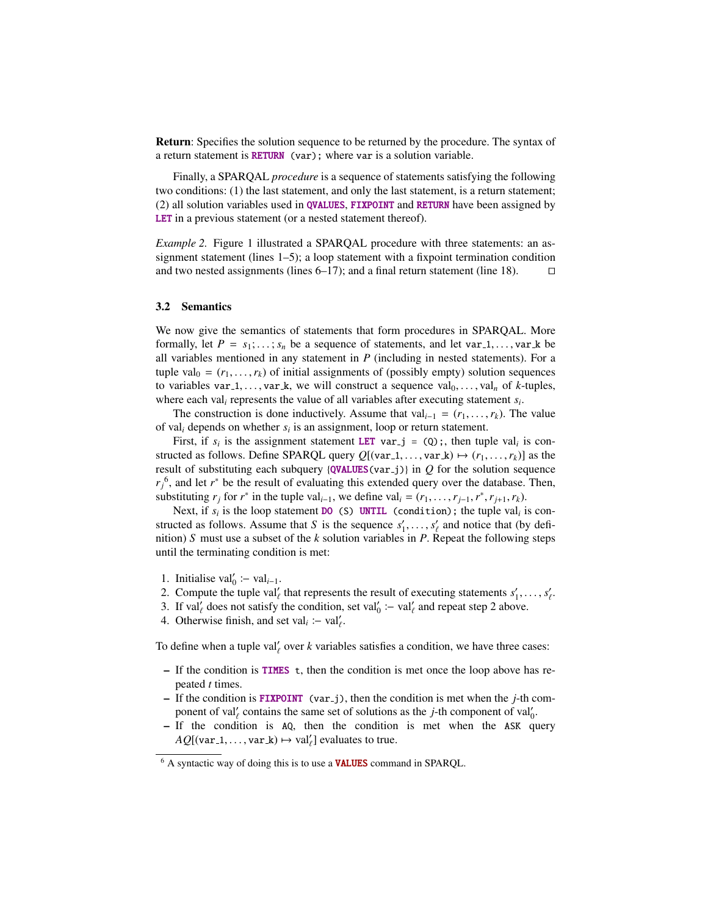**Return**: Specifies the solution sequence to be returned by the procedure. The syntax of a return statement is `RETURN (var);` where `var` is a solution variable.

Finally, a SPARQAL *procedure* is a sequence of statements satisfying the following two conditions: (1) the last statement, and only the last statement, is a return statement; (2) all solution variables used in `QVALUES`, `FIXPOINT` and `RETURN` have been assigned by `LET` in a previous statement (or a nested statement thereof).

*Example 2.* Figure 1 illustrated a SPARQAL procedure with three statements: an assignment statement (lines 1–5); a loop statement with a fixpoint termination condition and two nested assignments (lines 6–17); and a final return statement (line 18). □

### 3.2 Semantics

We now give the semantics of statements that form procedures in SPARQAL. More formally, let $P = s_1; \ldots; s_n$ be a sequence of statements, and let $\texttt{var\_1}, \ldots, \texttt{var\_k}$ be all variables mentioned in any statement in $P$ (including in nested statements). For a tuple $\text{val}_0 = (r_1, \ldots, r_k)$ of initial assignments of (possibly empty) solution sequences to variables $\texttt{var\_1}, \ldots, \texttt{var\_k}$, we will construct a sequence $\text{val}_0, \ldots, \text{val}_n$ of $k$-tuples, where each $\text{val}_i$ represents the value of all variables after executing statement $s_i$.

The construction is done inductively. Assume that $\text{val}_{i-1} = (r_1, \ldots, r_k)$. The value of $\text{val}_i$ depends on whether $s_i$ is an assignment, loop or return statement.

First, if $s_i$ is the assignment statement `LET var_j = (Q);`, then tuple $\text{val}_i$ is constructed as follows. Define SPARQL query $Q[(\texttt{var\_1}, \ldots, \texttt{var\_k}) \mapsto (r_1, \ldots, r_k)]$ as the result of substituting each subquery `{QVALUES(var_j)}` in $Q$ for the solution sequence $r_j$[6], and let $r^*$ be the result of evaluating this extended query over the database. Then, substituting $r_j$ for $r^*$ in the tuple $\text{val}_{i-1}$, we define $\text{val}_i = (r_1, \ldots, r_{j-1}, r^*, r_{j+1}, r_k)$.

Next, if $s_i$ is the loop statement `DO (S) UNTIL (condition);` the tuple $\text{val}_i$ is constructed as follows. Assume that $S$ is the sequence $s'_1, \ldots, s'_\ell$ and notice that (by definition) $S$ must use a subset of the $k$ solution variables in $P$. Repeat the following steps until the terminating condition is met:

1. Initialise $\text{val}'_0 :- \text{val}_{i-1}$.
2. Compute the tuple $\text{val}'_\ell$ that represents the result of executing statements $s'_1, \ldots, s'_\ell$.
3. If $\text{val}'_\ell$ does not satisfy the condition, set $\text{val}'_0 :- \text{val}'_\ell$ and repeat step 2 above.
4. Otherwise finish, and set $\text{val}_i :- \text{val}'_\ell$.

To define when a tuple $\text{val}'_\ell$ over $k$ variables satisfies a condition, we have three cases:

- If the condition is `TIMES t`, then the condition is met once the loop above has repeated $t$ times.
- If the condition is `FIXPOINT (var_j)`, then the condition is met when the $j$-th component of $\text{val}'_\ell$ contains the same set of solutions as the $j$-th component of $\text{val}'_0$.
- If the condition is `AQ`, then the condition is met when the `ASK` query $AQ[(\texttt{var\_1}, \ldots, \texttt{var\_k}) \mapsto \text{val}'_\ell]$ evaluates to true.

[6] A syntactic way of doing this is to use a `VALUES` command in SPARQL.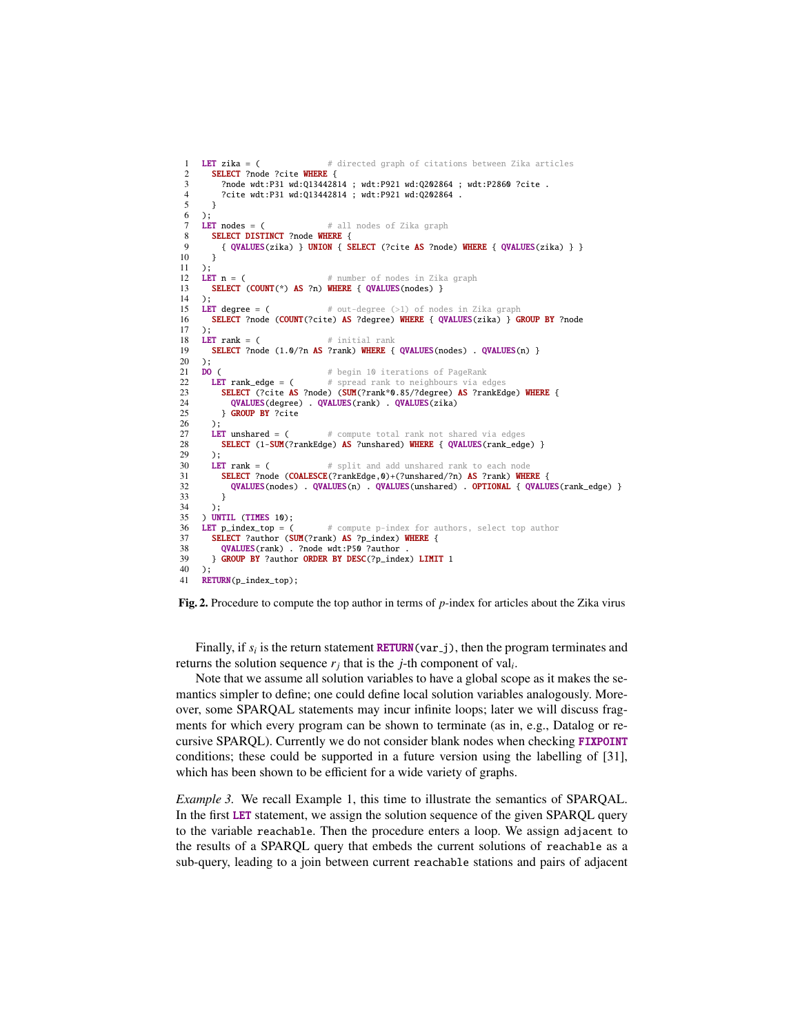```
LET zika = (              # directed graph of citations between Zika articles
  SELECT ?node ?cite WHERE {
    ?node wdt:P31 wd:Q13442814 ; wdt:P921 wd:Q202864 ; wdt:P2860 ?cite .
    ?cite wdt:P31 wd:Q13442814 ; wdt:P921 wd:Q202864 .
  }
);
LET nodes = (             # all nodes of Zika graph
  SELECT DISTINCT ?node WHERE {
    { QVALUES(zika) } UNION { SELECT (?cite AS ?node) WHERE { QVALUES(zika) } }
  }
);
LET n = (                 # number of nodes in Zika graph
  SELECT (COUNT(*) AS ?n) WHERE { QVALUES(nodes) }
);
LET degree = (            # out-degree (>1) of nodes in Zika graph
  SELECT ?node (COUNT(?cite) AS ?degree) WHERE { QVALUES(zika) } GROUP BY ?node
);
LET rank = (              # initial rank
  SELECT ?node (1.0/?n AS ?rank) WHERE { QVALUES(nodes) . QVALUES(n) }
);
DO (                      # begin 10 iterations of PageRank
  LET rank_edge = (       # spread rank to neighbours via edges
    SELECT (?cite AS ?node) (SUM(?rank*0.85/?degree) AS ?rankEdge) WHERE {
      QVALUES(degree) . QVALUES(rank) . QVALUES(zika)
    } GROUP BY ?cite
  );
  LET unshared = (        # compute total rank not shared via edges
    SELECT (1-SUM(?rankEdge) AS ?unshared) WHERE { QVALUES(rank_edge) }
  );
  LET rank = (            # split and add unshared rank to each node
    SELECT ?node (COALESCE(?rankEdge,0)+(?unshared/?n) AS ?rank) WHERE {
      QVALUES(nodes) . QVALUES(n) . QVALUES(unshared) . OPTIONAL { QVALUES(rank_edge) }
    }
  );
) UNTIL (TIMES 10);
LET p_index_top = (       # compute p-index for authors, select top author
  SELECT ?author (SUM(?rank) AS ?p_index) WHERE {
    QVALUES(rank) . ?node wdt:P50 ?author .
  } GROUP BY ?author ORDER BY DESC(?p_index) LIMIT 1
);
RETURN(p_index_top);
```

**Fig. 2.** Procedure to compute the top author in terms of $p$-index for articles about the Zika virus

Finally, if $s_i$ is the return statement `RETURN(var_j)`, then the program terminates and returns the solution sequence $r_j$ that is the $j$-th component of $\text{val}_i$.

Note that we assume all solution variables to have a global scope as it makes the semantics simpler to define; one could define local solution variables analogously. Moreover, some SPARQAL statements may incur infinite loops; later we will discuss fragments for which every program can be shown to terminate (as in, e.g., Datalog or recursive SPARQL). Currently we do not consider blank nodes when checking **FIXPOINT** conditions; these could be supported in a future version using the labelling of [31], which has been shown to be efficient for a wide variety of graphs.

*Example 3.* We recall Example 1, this time to illustrate the semantics of SPARQAL. In the first **LET** statement, we assign the solution sequence of the given SPARQL query to the variable `reachable`. Then the procedure enters a loop. We assign `adjacent` to the results of a SPARQL query that embeds the current solutions of `reachable` as a sub-query, leading to a join between current `reachable` stations and pairs of adjacent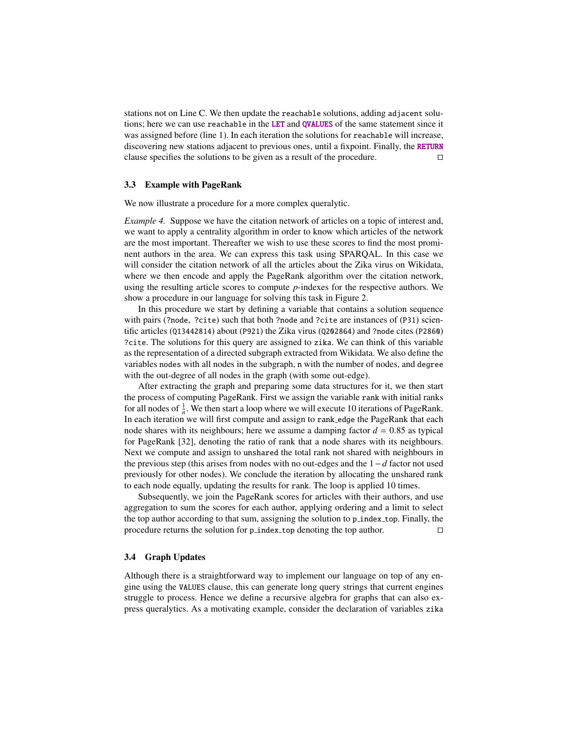stations not on Line C. We then update the `reachable` solutions, adding `adjacent` solutions; here we can use `reachable` in the **LET** and **QVALUES** of the same statement since it was assigned before (line 1). In each iteration the solutions for `reachable` will increase, discovering new stations adjacent to previous ones, until a fixpoint. Finally, the **RETURN** clause specifies the solutions to be given as a result of the procedure. □

### 3.3 Example with PageRank

We now illustrate a procedure for a more complex queralytic.

*Example 4.* Suppose we have the citation network of articles on a topic of interest and, we want to apply a centrality algorithm in order to know which articles of the network are the most important. Thereafter we wish to use these scores to find the most prominent authors in the area. We can express this task using SPARQAL. In this case we will consider the citation network of all the articles about the Zika virus on Wikidata, where we then encode and apply the PageRank algorithm over the citation network, using the resulting article scores to compute *p*-indexes for the respective authors. We show a procedure in our language for solving this task in Figure 2.

In this procedure we start by defining a variable that contains a solution sequence with pairs (`?node, ?cite`) such that both `?node` and `?cite` are instances of (`P31`) scientific articles (`Q13442814`) about (`P921`) the Zika virus (`Q202864`) and `?node` cites (`P2860`) `?cite`. The solutions for this query are assigned to `zika`. We can think of this variable as the representation of a directed subgraph extracted from Wikidata. We also define the variables `nodes` with all nodes in the subgraph, `n` with the number of nodes, and `degree` with the out-degree of all nodes in the graph (with some out-edge).

After extracting the graph and preparing some data structures for it, we then start the process of computing PageRank. First we assign the variable `rank` with initial ranks for all nodes of $\frac{1}{n}$. We then start a loop where we will execute 10 iterations of PageRank. In each iteration we will first compute and assign to `rank_edge` the PageRank that each node shares with its neighbours; here we assume a damping factor $d = 0.85$ as typical for PageRank [32], denoting the ratio of rank that a node shares with its neighbours. Next we compute and assign to `unshared` the total rank not shared with neighbours in the previous step (this arises from nodes with no out-edges and the $1 - d$ factor not used previously for other nodes). We conclude the iteration by allocating the unshared rank to each node equally, updating the results for `rank`. The loop is applied 10 times.

Subsequently, we join the PageRank scores for articles with their authors, and use aggregation to sum the scores for each author, applying ordering and a limit to select the top author according to that sum, assigning the solution to `p_index_top`. Finally, the procedure returns the solution for `p_index_top` denoting the top author. □

### 3.4 Graph Updates

Although there is a straightforward way to implement our language on top of any engine using the `VALUES` clause, this can generate long query strings that current engines struggle to process. Hence we define a recursive algebra for graphs that can also express queralytics. As a motivating example, consider the declaration of variables `zika`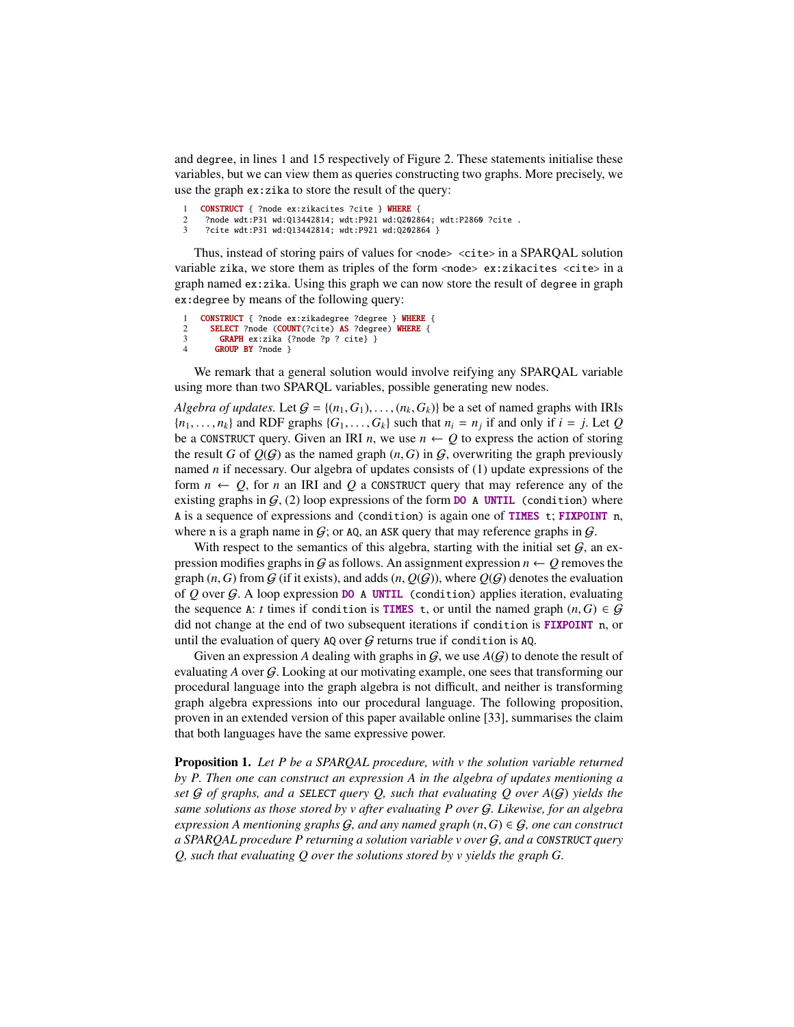and `degree`, in lines 1 and 15 respectively of Figure 2. These statements initialise these variables, but we can view them as queries constructing two graphs. More precisely, we use the graph `ex:zika` to store the result of the query:

```
1  CONSTRUCT { ?node ex:zikacites ?cite } WHERE {
2   ?node wdt:P31 wd:Q13442814; wdt:P921 wd:Q202864; wdt:P2860 ?cite .
3   ?cite wdt:P31 wd:Q13442814; wdt:P921 wd:Q202864 }
```

Thus, instead of storing pairs of values for `<node> <cite>` in a SPARQAL solution variable `zika`, we store them as triples of the form `<node> ex:zikacites <cite>` in a graph named `ex:zika`. Using this graph we can now store the result of `degree` in graph `ex:degree` by means of the following query:

```
1  CONSTRUCT { ?node ex:zikadegree ?degree } WHERE {
2    SELECT ?node (COUNT(?cite) AS ?degree) WHERE {
3      GRAPH ex:zika {?node ?p ? cite} }
4     GROUP BY ?node }
```

We remark that a general solution would involve reifying any SPARQAL variable using more than two SPARQL variables, possible generating new nodes.

*Algebra of updates.* Let $\mathcal{G} = \{(n_1, G_1), \ldots, (n_k, G_k)\}$ be a set of named graphs with IRIs $\{n_1, \ldots, n_k\}$ and RDF graphs $\{G_1, \ldots, G_k\}$ such that $n_i = n_j$ if and only if $i = j$. Let $Q$ be a `CONSTRUCT` query. Given an IRI $n$, we use $n \leftarrow Q$ to express the action of storing the result $G$ of $Q(\mathcal{G})$ as the named graph $(n, G)$ in $\mathcal{G}$, overwriting the graph previously named $n$ if necessary. Our algebra of updates consists of (1) update expressions of the form $n \leftarrow Q$, for $n$ an IRI and $Q$ a `CONSTRUCT` query that may reference any of the existing graphs in $\mathcal{G}$, (2) loop expressions of the form `DO A UNTIL (condition)` where `A` is a sequence of expressions and `(condition)` is again one of `TIMES t`; `FIXPOINT n`, where `n` is a graph name in $\mathcal{G}$; or `AQ`, an `ASK` query that may reference graphs in $\mathcal{G}$.

With respect to the semantics of this algebra, starting with the initial set $\mathcal{G}$, an expression modifies graphs in $\mathcal{G}$ as follows. An assignment expression $n \leftarrow Q$ removes the graph $(n, G)$ from $\mathcal{G}$ (if it exists), and adds $(n, Q(\mathcal{G}))$, where $Q(\mathcal{G})$ denotes the evaluation of $Q$ over $\mathcal{G}$. A loop expression `DO A UNTIL (condition)` applies iteration, evaluating the sequence `A`: $t$ times if `condition` is `TIMES t`, or until the named graph $(n, G) \in \mathcal{G}$ did not change at the end of two subsequent iterations if `condition` is `FIXPOINT n`, or until the evaluation of query `AQ` over $\mathcal{G}$ returns true if `condition` is `AQ`.

Given an expression $A$ dealing with graphs in $\mathcal{G}$, we use $A(\mathcal{G})$ to denote the result of evaluating $A$ over $\mathcal{G}$. Looking at our motivating example, one sees that transforming our procedural language into the graph algebra is not difficult, and neither is transforming graph algebra expressions into our procedural language. The following proposition, proven in an extended version of this paper available online [33], summarises the claim that both languages have the same expressive power.

**Proposition 1.** *Let $P$ be a SPARQAL procedure, with $v$ the solution variable returned by $P$. Then one can construct an expression $A$ in the algebra of updates mentioning a set $\mathcal{G}$ of graphs, and a* `SELECT` *query $Q$, such that evaluating $Q$ over $A(\mathcal{G})$ yields the same solutions as those stored by $v$ after evaluating $P$ over $\mathcal{G}$. Likewise, for an algebra expression $A$ mentioning graphs $\mathcal{G}$, and any named graph $(n, G) \in \mathcal{G}$, one can construct a SPARQAL procedure $P$ returning a solution variable $v$ over $\mathcal{G}$, and a* `CONSTRUCT` *query $Q$, such that evaluating $Q$ over the solutions stored by $v$ yields the graph $G$.*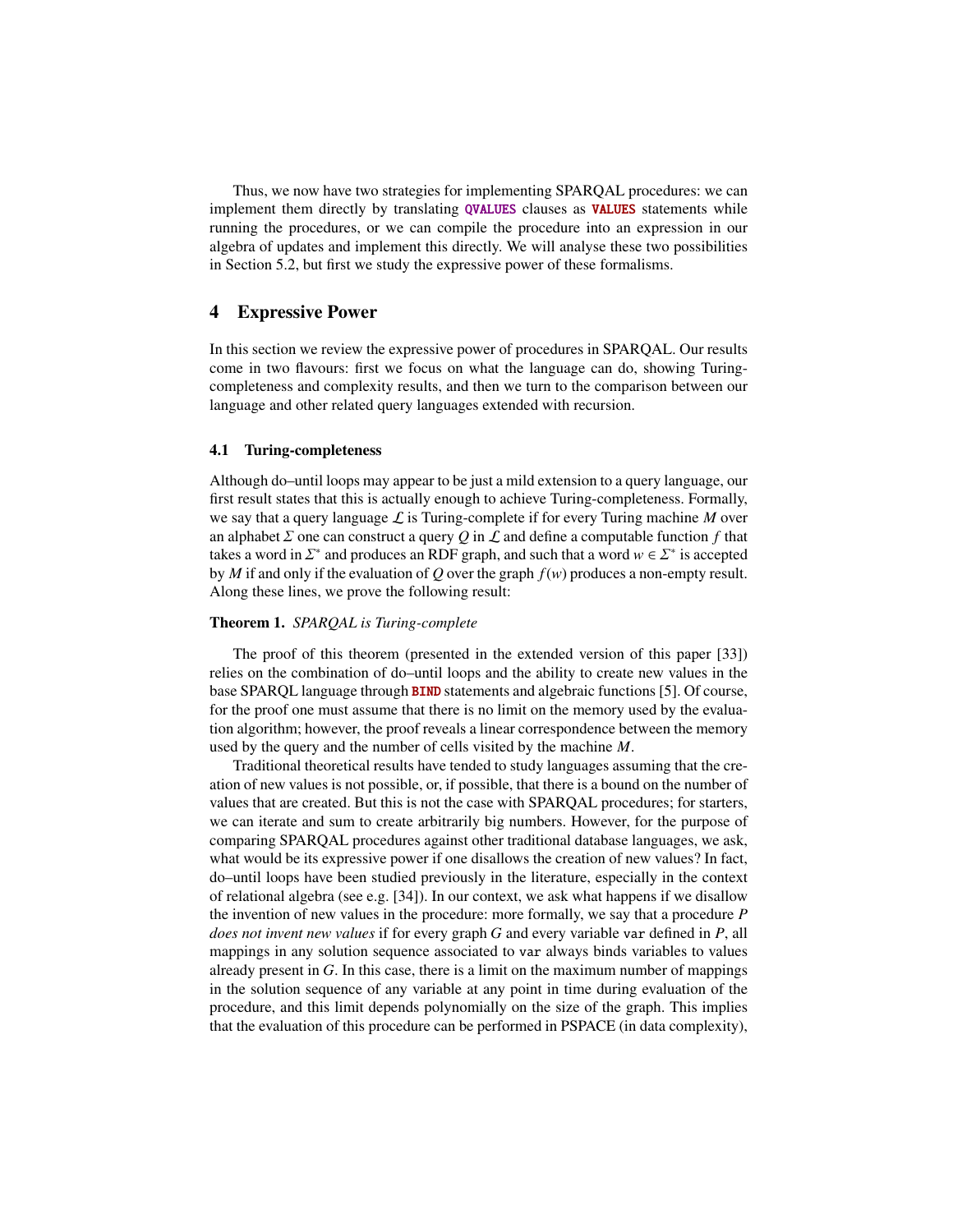Thus, we now have two strategies for implementing SPARQAL procedures: we can implement them directly by translating `QVALUES` clauses as `VALUES` statements while running the procedures, or we can compile the procedure into an expression in our algebra of updates and implement this directly. We will analyse these two possibilities in Section 5.2, but first we study the expressive power of these formalisms.

## 4 Expressive Power

In this section we review the expressive power of procedures in SPARQAL. Our results come in two flavours: first we focus on what the language can do, showing Turing-completeness and complexity results, and then we turn to the comparison between our language and other related query languages extended with recursion.

### 4.1 Turing-completeness

Although do–until loops may appear to be just a mild extension to a query language, our first result states that this is actually enough to achieve Turing-completeness. Formally, we say that a query language $\mathcal{L}$ is Turing-complete if for every Turing machine $M$ over an alphabet $\Sigma$ one can construct a query $Q$ in $\mathcal{L}$ and define a computable function $f$ that takes a word in $\Sigma^*$ and produces an RDF graph, and such that a word $w \in \Sigma^*$ is accepted by $M$ if and only if the evaluation of $Q$ over the graph $f(w)$ produces a non-empty result. Along these lines, we prove the following result:

**Theorem 1.** *SPARQAL is Turing-complete*

The proof of this theorem (presented in the extended version of this paper [33]) relies on the combination of do–until loops and the ability to create new values in the base SPARQL language through `BIND` statements and algebraic functions [5]. Of course, for the proof one must assume that there is no limit on the memory used by the evaluation algorithm; however, the proof reveals a linear correspondence between the memory used by the query and the number of cells visited by the machine $M$.

Traditional theoretical results have tended to study languages assuming that the creation of new values is not possible, or, if possible, that there is a bound on the number of values that are created. But this is not the case with SPARQAL procedures; for starters, we can iterate and sum to create arbitrarily big numbers. However, for the purpose of comparing SPARQAL procedures against other traditional database languages, we ask, what would be its expressive power if one disallows the creation of new values? In fact, do–until loops have been studied previously in the literature, especially in the context of relational algebra (see e.g. [34]). In our context, we ask what happens if we disallow the invention of new values in the procedure: more formally, we say that a procedure $P$ *does not invent new values* if for every graph $G$ and every variable `var` defined in $P$, all mappings in any solution sequence associated to `var` always binds variables to values already present in $G$. In this case, there is a limit on the maximum number of mappings in the solution sequence of any variable at any point in time during evaluation of the procedure, and this limit depends polynomially on the size of the graph. This implies that the evaluation of this procedure can be performed in PSPACE (in data complexity),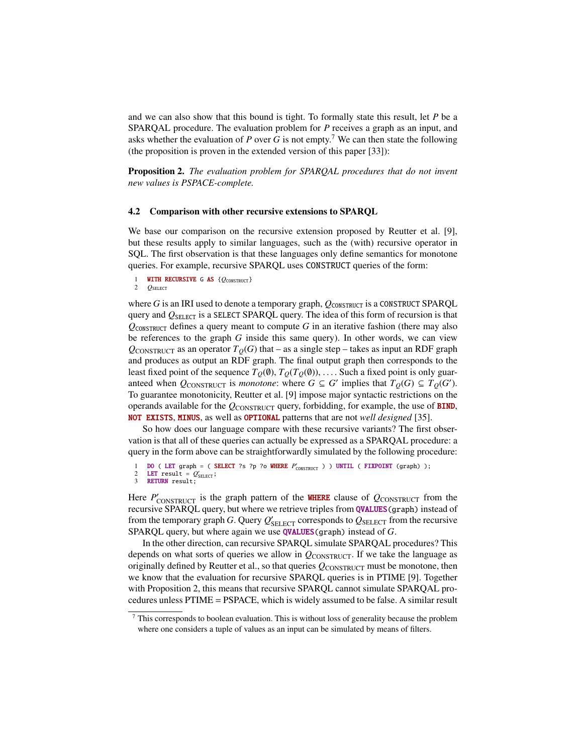and we can also show that this bound is tight. To formally state this result, let $P$ be a SPARQAL procedure. The evaluation problem for $P$ receives a graph as an input, and asks whether the evaluation of $P$ over $G$ is not empty.[7] We can then state the following (the proposition is proven in the extended version of this paper [33]):

**Proposition 2.** *The evaluation problem for SPARQAL procedures that do not invent new values is PSPACE-complete.*

### 4.2 Comparison with other recursive extensions to SPARQL

We base our comparison on the recursive extension proposed by Reutter et al. [9], but these results apply to similar languages, such as the (with) recursive operator in SQL. The first observation is that these languages only define semantics for monotone queries. For example, recursive SPARQL uses CONSTRUCT queries of the form:

```
1  WITH RECURSIVE G AS {Q_CONSTRUCT}
2  Q_SELECT
```

where $G$ is an IRI used to denote a temporary graph, $Q_{\text{CONSTRUCT}}$ is a CONSTRUCT SPARQL query and $Q_{\text{SELECT}}$ is a SELECT SPARQL query. The idea of this form of recursion is that $Q_{\text{CONSTRUCT}}$ defines a query meant to compute $G$ in an iterative fashion (there may also be references to the graph $G$ inside this same query). In other words, we can view $Q_{\text{CONSTRUCT}}$ as an operator $T_Q(G)$ that – as a single step – takes as input an RDF graph and produces as output an RDF graph. The final output graph then corresponds to the least fixed point of the sequence $T_Q(\emptyset)$, $T_Q(T_Q(\emptyset))$, .... Such a fixed point is only guaranteed when $Q_{\text{CONSTRUCT}}$ is *monotone*: where $G \subseteq G'$ implies that $T_Q(G) \subseteq T_Q(G')$. To guarantee monotonicity, Reutter et al. [9] impose major syntactic restrictions on the operands available for the $Q_{\text{CONSTRUCT}}$ query, forbidding, for example, the use of **BIND**, **NOT EXISTS**, **MINUS**, as well as **OPTIONAL** patterns that are not *well designed* [35].

So how does our language compare with these recursive variants? The first observation is that all of these queries can actually be expressed as a SPARQAL procedure: a query in the form above can be straightforwardly simulated by the following procedure:

```
1  DO ( LET graph = ( SELECT ?s ?p ?o WHERE P'_CONSTRUCT ) ) UNTIL ( FIXPOINT (graph) );
2  LET result = Q'_SELECT;
3  RETURN result;
```

Here $P'_{\text{CONSTRUCT}}$ is the graph pattern of the **WHERE** clause of $Q_{\text{CONSTRUCT}}$ from the recursive SPARQL query, but where we retrieve triples from **QVALUES**(graph) instead of from the temporary graph $G$. Query $Q'_{\text{SELECT}}$ corresponds to $Q_{\text{SELECT}}$ from the recursive SPARQL query, but where again we use **QVALUES**(graph) instead of $G$.

In the other direction, can recursive SPARQL simulate SPARQAL procedures? This depends on what sorts of queries we allow in $Q_{\text{CONSTRUCT}}$. If we take the language as originally defined by Reutter et al., so that queries $Q_{\text{CONSTRUCT}}$ must be monotone, then we know that the evaluation for recursive SPARQL queries is in PTIME [9]. Together with Proposition 2, this means that recursive SPARQL cannot simulate SPARQAL procedures unless PTIME = PSPACE, which is widely assumed to be false. A similar result

[7] This corresponds to boolean evaluation. This is without loss of generality because the problem where one considers a tuple of values as an input can be simulated by means of filters.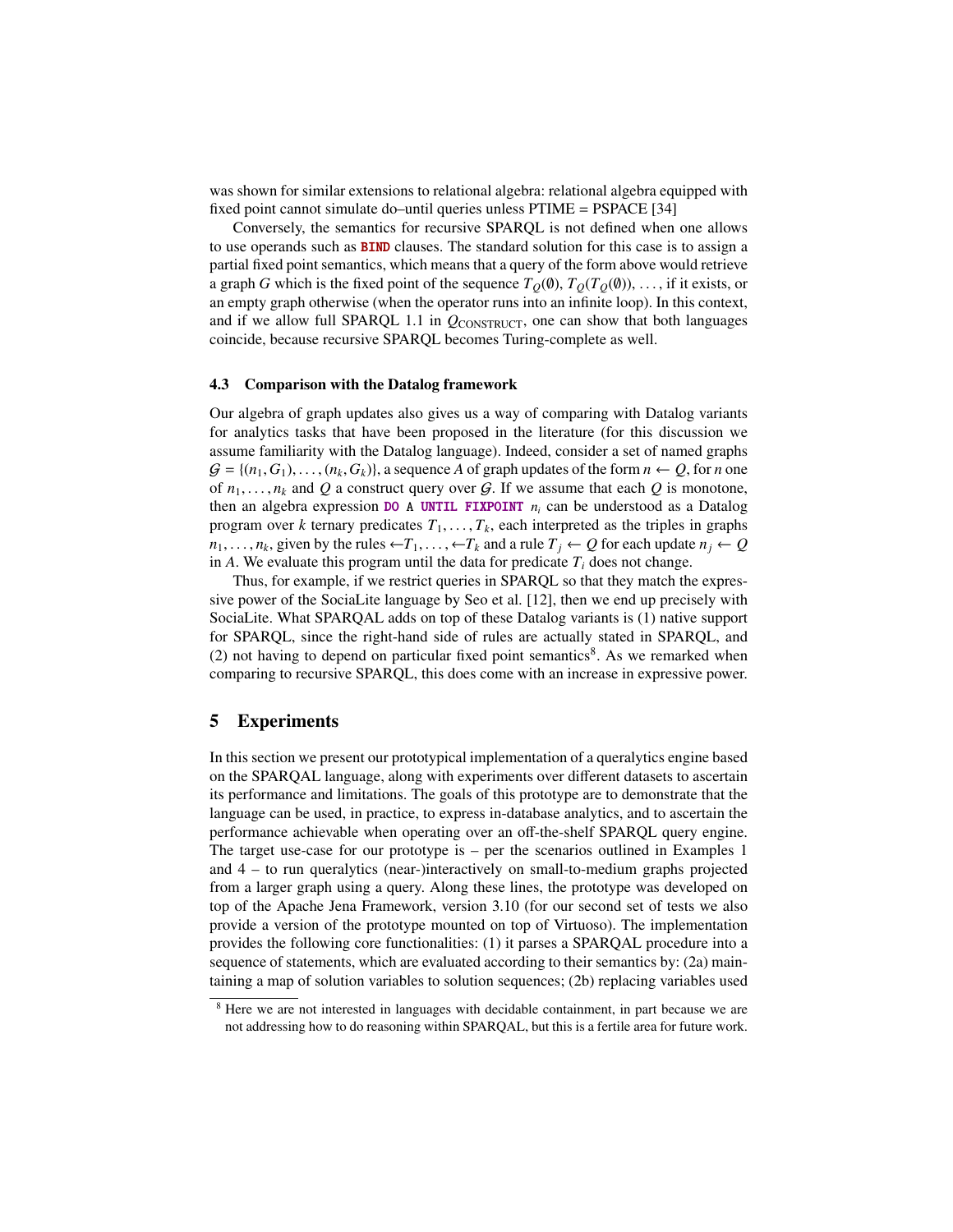was shown for similar extensions to relational algebra: relational algebra equipped with fixed point cannot simulate do–until queries unless PTIME = PSPACE [34]

Conversely, the semantics for recursive SPARQL is not defined when one allows to use operands such as **BIND** clauses. The standard solution for this case is to assign a partial fixed point semantics, which means that a query of the form above would retrieve a graph $G$ which is the fixed point of the sequence $T_Q(\emptyset)$, $T_Q(T_Q(\emptyset))$, ..., if it exists, or an empty graph otherwise (when the operator runs into an infinite loop). In this context, and if we allow full SPARQL 1.1 in $Q_{\text{CONSTRUCT}}$, one can show that both languages coincide, because recursive SPARQL becomes Turing-complete as well.

### 4.3 Comparison with the Datalog framework

Our algebra of graph updates also gives us a way of comparing with Datalog variants for analytics tasks that have been proposed in the literature (for this discussion we assume familiarity with the Datalog language). Indeed, consider a set of named graphs $\mathcal{G} = \{(n_1, G_1), \ldots, (n_k, G_k)\}$, a sequence $A$ of graph updates of the form $n \leftarrow Q$, for $n$ one of $n_1, \ldots, n_k$ and $Q$ a construct query over $\mathcal{G}$. If we assume that each $Q$ is monotone, then an algebra expression **DO** A **UNTIL FIXPOINT** $n_i$ can be understood as a Datalog program over $k$ ternary predicates $T_1, \ldots, T_k$, each interpreted as the triples in graphs $n_1, \ldots, n_k$, given by the rules $\leftarrow T_1, \ldots, \leftarrow T_k$ and a rule $T_j \leftarrow Q$ for each update $n_j \leftarrow Q$ in $A$. We evaluate this program until the data for predicate $T_i$ does not change.

Thus, for example, if we restrict queries in SPARQL so that they match the expressive power of the SociaLite language by Seo et al. [12], then we end up precisely with SociaLite. What SPARQAL adds on top of these Datalog variants is (1) native support for SPARQL, since the right-hand side of rules are actually stated in SPARQL, and (2) not having to depend on particular fixed point semantics[8]. As we remarked when comparing to recursive SPARQL, this does come with an increase in expressive power.

## 5 Experiments

In this section we present our prototypical implementation of a queralytics engine based on the SPARQAL language, along with experiments over different datasets to ascertain its performance and limitations. The goals of this prototype are to demonstrate that the language can be used, in practice, to express in-database analytics, and to ascertain the performance achievable when operating over an off-the-shelf SPARQL query engine. The target use-case for our prototype is – per the scenarios outlined in Examples 1 and 4 – to run queralytics (near-)interactively on small-to-medium graphs projected from a larger graph using a query. Along these lines, the prototype was developed on top of the Apache Jena Framework, version 3.10 (for our second set of tests we also provide a version of the prototype mounted on top of Virtuoso). The implementation provides the following core functionalities: (1) it parses a SPARQAL procedure into a sequence of statements, which are evaluated according to their semantics by: (2a) maintaining a map of solution variables to solution sequences; (2b) replacing variables used

[8] Here we are not interested in languages with decidable containment, in part because we are not addressing how to do reasoning within SPARQAL, but this is a fertile area for future work.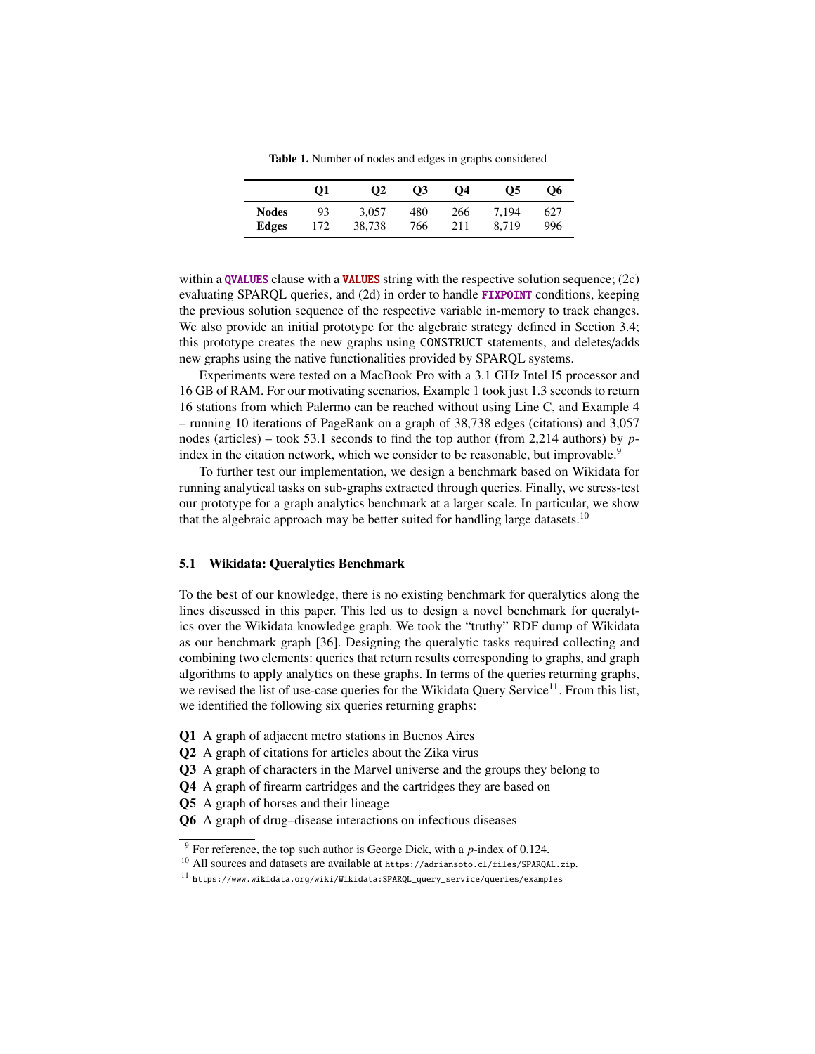Table 1. Number of nodes and edges in graphs considered

| | Q1 | Q2 | Q3 | Q4 | Q5 | Q6 |
|---|---|---|---|---|---|---|
| **Nodes** | 93 | 3,057 | 480 | 266 | 7,194 | 627 |
| **Edges** | 172 | 38,738 | 766 | 211 | 8,719 | 996 |

within a QVALUES clause with a VALUES string with the respective solution sequence; (2c) evaluating SPARQL queries, and (2d) in order to handle FIXPOINT conditions, keeping the previous solution sequence of the respective variable in-memory to track changes. We also provide an initial prototype for the algebraic strategy defined in Section 3.4; this prototype creates the new graphs using CONSTRUCT statements, and deletes/adds new graphs using the native functionalities provided by SPARQL systems.

Experiments were tested on a MacBook Pro with a 3.1 GHz Intel I5 processor and 16 GB of RAM. For our motivating scenarios, Example 1 took just 1.3 seconds to return 16 stations from which Palermo can be reached without using Line C, and Example 4 – running 10 iterations of PageRank on a graph of 38,738 edges (citations) and 3,057 nodes (articles) – took 53.1 seconds to find the top author (from 2,214 authors) by $p$-index in the citation network, which we consider to be reasonable, but improvable.[9]

To further test our implementation, we design a benchmark based on Wikidata for running analytical tasks on sub-graphs extracted through queries. Finally, we stress-test our prototype for a graph analytics benchmark at a larger scale. In particular, we show that the algebraic approach may be better suited for handling large datasets.[10]

### 5.1 Wikidata: Queralytics Benchmark

To the best of our knowledge, there is no existing benchmark for queralytics along the lines discussed in this paper. This led us to design a novel benchmark for queralytics over the Wikidata knowledge graph. We took the "truthy" RDF dump of Wikidata as our benchmark graph [36]. Designing the queralytic tasks required collecting and combining two elements: queries that return results corresponding to graphs, and graph algorithms to apply analytics on these graphs. In terms of the queries returning graphs, we revised the list of use-case queries for the Wikidata Query Service[11]. From this list, we identified the following six queries returning graphs:

- **Q1** A graph of adjacent metro stations in Buenos Aires
- **Q2** A graph of citations for articles about the Zika virus
- **Q3** A graph of characters in the Marvel universe and the groups they belong to
- **Q4** A graph of firearm cartridges and the cartridges they are based on
- **Q5** A graph of horses and their lineage
- **Q6** A graph of drug–disease interactions on infectious diseases

[9] For reference, the top such author is George Dick, with a $p$-index of 0.124.

[10] All sources and datasets are available at https://adriansoto.cl/files/SPARQAL.zip.

[11] https://www.wikidata.org/wiki/Wikidata:SPARQL_query_service/queries/examples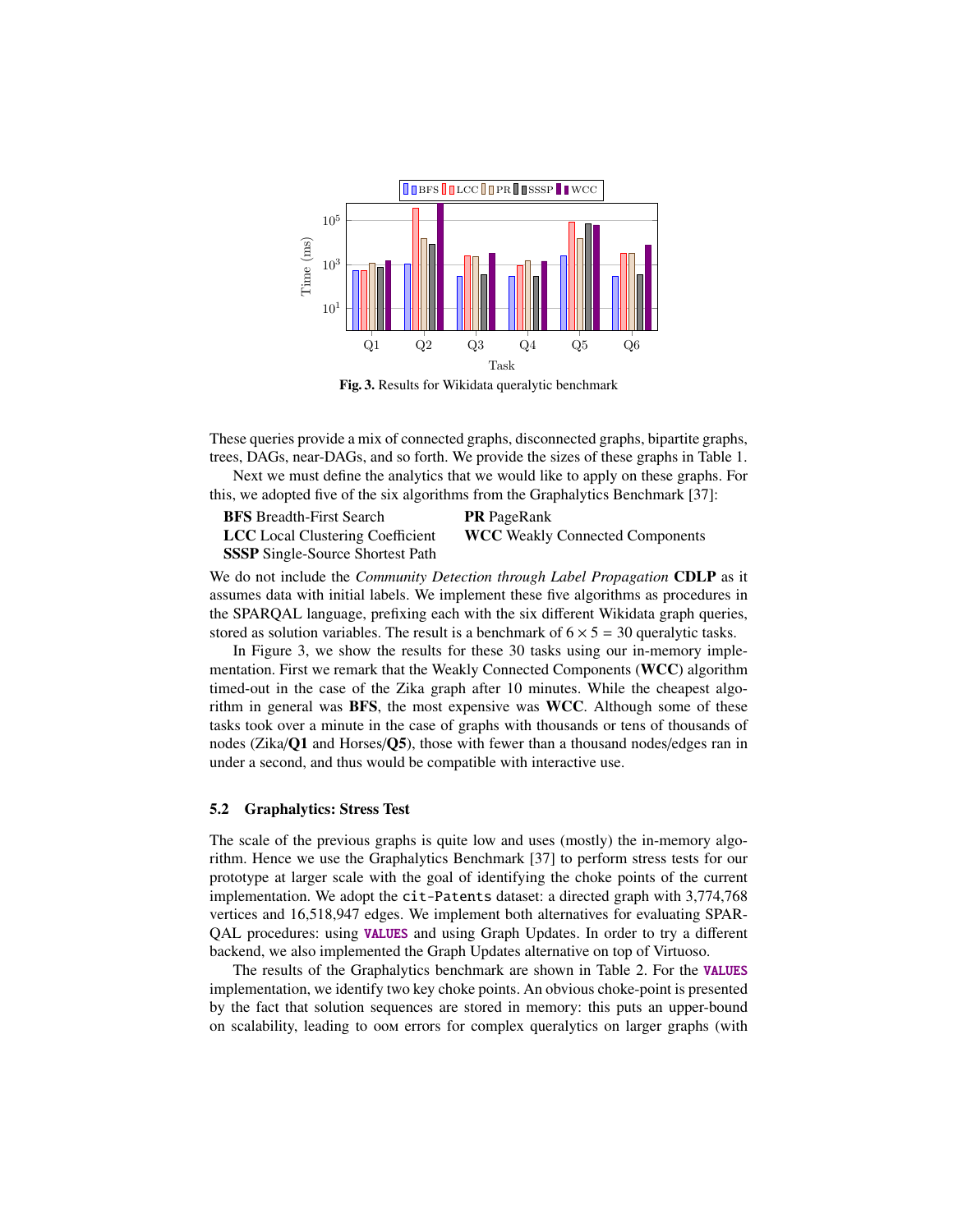Fig. 3. Results for Wikidata queralytic benchmark

These queries provide a mix of connected graphs, disconnected graphs, bipartite graphs, trees, DAGs, near-DAGs, and so forth. We provide the sizes of these graphs in Table 1.

Next we must define the analytics that we would like to apply on these graphs. For this, we adopted five of the six algorithms from the Graphalytics Benchmark [37]:

- **BFS** Breadth-First Search
- **LCC** Local Clustering Coefficient
- **SSSP** Single-Source Shortest Path
- **PR** PageRank
- **WCC** Weakly Connected Components

We do not include the *Community Detection through Label Propagation* **CDLP** as it assumes data with initial labels. We implement these five algorithms as procedures in the SPARQAL language, prefixing each with the six different Wikidata graph queries, stored as solution variables. The result is a benchmark of $6 \times 5 = 30$ queralytic tasks.

In Figure 3, we show the results for these 30 tasks using our in-memory implementation. First we remark that the Weakly Connected Components (**WCC**) algorithm timed-out in the case of the Zika graph after 10 minutes. While the cheapest algorithm in general was **BFS**, the most expensive was **WCC**. Although some of these tasks took over a minute in the case of graphs with thousands or tens of thousands of nodes (Zika/**Q1** and Horses/**Q5**), those with fewer than a thousand nodes/edges ran in under a second, and thus would be compatible with interactive use.

### 5.2 Graphalytics: Stress Test

The scale of the previous graphs is quite low and uses (mostly) the in-memory algorithm. Hence we use the Graphalytics Benchmark [37] to perform stress tests for our prototype at larger scale with the goal of identifying the choke points of the current implementation. We adopt the `cit-Patents` dataset: a directed graph with 3,774,768 vertices and 16,518,947 edges. We implement both alternatives for evaluating SPARQAL procedures: using `VALUES` and using Graph Updates. In order to try a different backend, we also implemented the Graph Updates alternative on top of Virtuoso.

The results of the Graphalytics benchmark are shown in Table 2. For the `VALUES` implementation, we identify two key choke points. An obvious choke-point is presented by the fact that solution sequences are stored in memory: this puts an upper-bound on scalability, leading to OOM errors for complex queralytics on larger graphs (with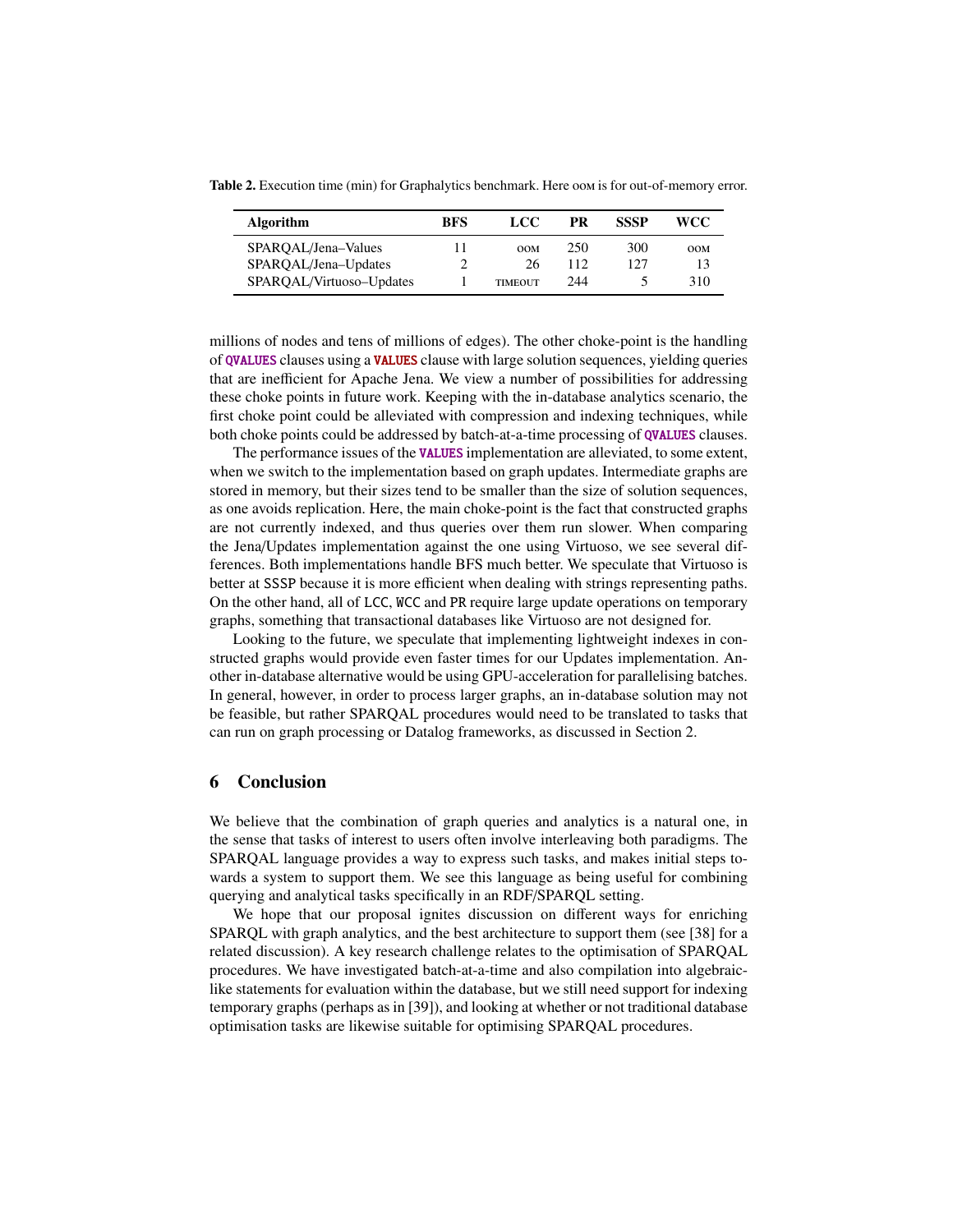**Table 2.** Execution time (min) for Graphalytics benchmark. Here OOM is for out-of-memory error.

| Algorithm | BFS | LCC | PR | SSSP | WCC |
|---|---|---|---|---|---|
| SPARQAL/Jena–Values | 11 | OOM | 250 | 300 | OOM |
| SPARQAL/Jena–Updates | 2 | 26 | 112 | 127 | 13 |
| SPARQAL/Virtuoso–Updates | 1 | TIMEOUT | 244 | 5 | 310 |

millions of nodes and tens of millions of edges). The other choke-point is the handling of `QVALUES` clauses using a `VALUES` clause with large solution sequences, yielding queries that are inefficient for Apache Jena. We view a number of possibilities for addressing these choke points in future work. Keeping with the in-database analytics scenario, the first choke point could be alleviated with compression and indexing techniques, while both choke points could be addressed by batch-at-a-time processing of `QVALUES` clauses.

The performance issues of the `VALUES` implementation are alleviated, to some extent, when we switch to the implementation based on graph updates. Intermediate graphs are stored in memory, but their sizes tend to be smaller than the size of solution sequences, as one avoids replication. Here, the main choke-point is the fact that constructed graphs are not currently indexed, and thus queries over them run slower. When comparing the Jena/Updates implementation against the one using Virtuoso, we see several differences. Both implementations handle BFS much better. We speculate that Virtuoso is better at SSSP because it is more efficient when dealing with strings representing paths. On the other hand, all of LCC, WCC and PR require large update operations on temporary graphs, something that transactional databases like Virtuoso are not designed for.

Looking to the future, we speculate that implementing lightweight indexes in constructed graphs would provide even faster times for our Updates implementation. Another in-database alternative would be using GPU-acceleration for parallelising batches. In general, however, in order to process larger graphs, an in-database solution may not be feasible, but rather SPARQAL procedures would need to be translated to tasks that can run on graph processing or Datalog frameworks, as discussed in Section 2.

## 6 Conclusion

We believe that the combination of graph queries and analytics is a natural one, in the sense that tasks of interest to users often involve interleaving both paradigms. The SPARQAL language provides a way to express such tasks, and makes initial steps towards a system to support them. We see this language as being useful for combining querying and analytical tasks specifically in an RDF/SPARQL setting.

We hope that our proposal ignites discussion on different ways for enriching SPARQL with graph analytics, and the best architecture to support them (see [38] for a related discussion). A key research challenge relates to the optimisation of SPARQAL procedures. We have investigated batch-at-a-time and also compilation into algebraic-like statements for evaluation within the database, but we still need support for indexing temporary graphs (perhaps as in [39]), and looking at whether or not traditional database optimisation tasks are likewise suitable for optimising SPARQAL procedures.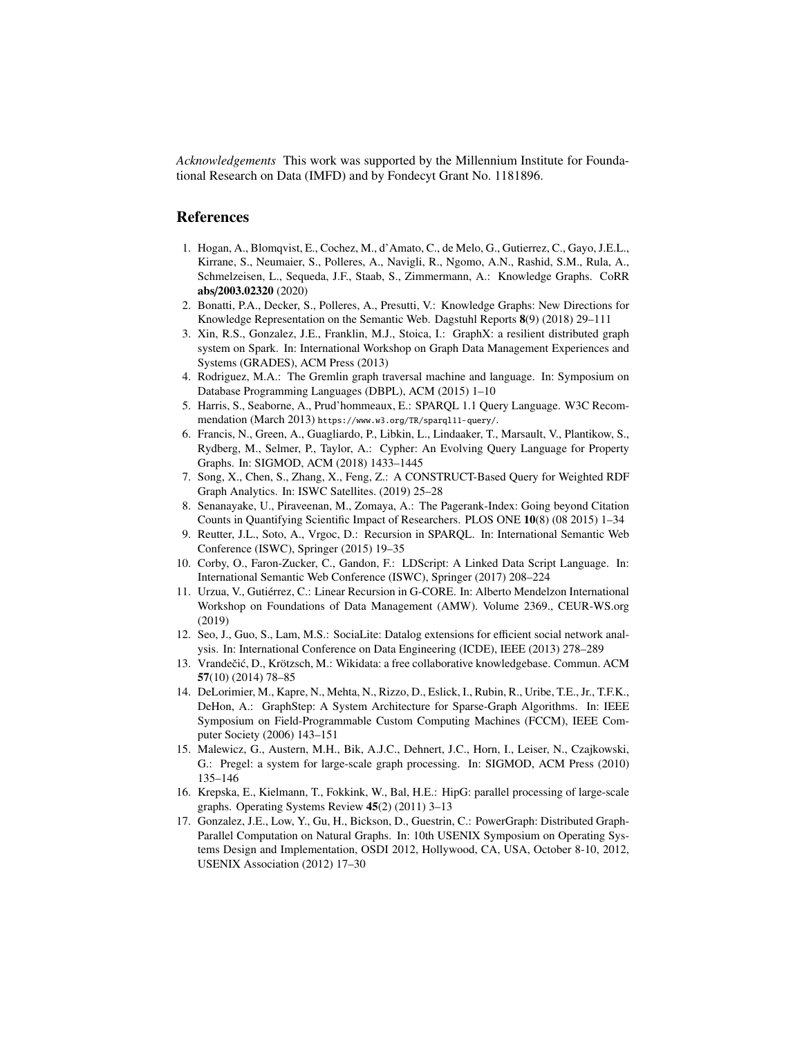*Acknowledgements* This work was supported by the Millennium Institute for Foundational Research on Data (IMFD) and by Fondecyt Grant No. 1181896.

## References

1. Hogan, A., Blomqvist, E., Cochez, M., d'Amato, C., de Melo, G., Gutierrez, C., Gayo, J.E.L., Kirrane, S., Neumaier, S., Polleres, A., Navigli, R., Ngomo, A.N., Rashid, S.M., Rula, A., Schmelzeisen, L., Sequeda, J.F., Staab, S., Zimmermann, A.: Knowledge Graphs. CoRR **abs/2003.02320** (2020)
2. Bonatti, P.A., Decker, S., Polleres, A., Presutti, V.: Knowledge Graphs: New Directions for Knowledge Representation on the Semantic Web. Dagstuhl Reports **8**(9) (2018) 29–111
3. Xin, R.S., Gonzalez, J.E., Franklin, M.J., Stoica, I.: GraphX: a resilient distributed graph system on Spark. In: International Workshop on Graph Data Management Experiences and Systems (GRADES), ACM Press (2013)
4. Rodriguez, M.A.: The Gremlin graph traversal machine and language. In: Symposium on Database Programming Languages (DBPL), ACM (2015) 1–10
5. Harris, S., Seaborne, A., Prud'hommeaux, E.: SPARQL 1.1 Query Language. W3C Recommendation (March 2013) `https://www.w3.org/TR/sparql11-query/`.
6. Francis, N., Green, A., Guagliardo, P., Libkin, L., Lindaaker, T., Marsault, V., Plantikow, S., Rydberg, M., Selmer, P., Taylor, A.: Cypher: An Evolving Query Language for Property Graphs. In: SIGMOD, ACM (2018) 1433–1445
7. Song, X., Chen, S., Zhang, X., Feng, Z.: A CONSTRUCT-Based Query for Weighted RDF Graph Analytics. In: ISWC Satellites. (2019) 25–28
8. Senanayake, U., Piraveenan, M., Zomaya, A.: The Pagerank-Index: Going beyond Citation Counts in Quantifying Scientific Impact of Researchers. PLOS ONE **10**(8) (08 2015) 1–34
9. Reutter, J.L., Soto, A., Vrgoc, D.: Recursion in SPARQL. In: International Semantic Web Conference (ISWC), Springer (2015) 19–35
10. Corby, O., Faron-Zucker, C., Gandon, F.: LDScript: A Linked Data Script Language. In: International Semantic Web Conference (ISWC), Springer (2017) 208–224
11. Urzua, V., Gutiérrez, C.: Linear Recursion in G-CORE. In: Alberto Mendelzon International Workshop on Foundations of Data Management (AMW). Volume 2369., CEUR-WS.org (2019)
12. Seo, J., Guo, S., Lam, M.S.: SociaLite: Datalog extensions for efficient social network analysis. In: International Conference on Data Engineering (ICDE), IEEE (2013) 278–289
13. Vrandečić, D., Krötzsch, M.: Wikidata: a free collaborative knowledgebase. Commun. ACM **57**(10) (2014) 78–85
14. DeLorimier, M., Kapre, N., Mehta, N., Rizzo, D., Eslick, I., Rubin, R., Uribe, T.E., Jr., T.F.K., DeHon, A.: GraphStep: A System Architecture for Sparse-Graph Algorithms. In: IEEE Symposium on Field-Programmable Custom Computing Machines (FCCM), IEEE Computer Society (2006) 143–151
15. Malewicz, G., Austern, M.H., Bik, A.J.C., Dehnert, J.C., Horn, I., Leiser, N., Czajkowski, G.: Pregel: a system for large-scale graph processing. In: SIGMOD, ACM Press (2010) 135–146
16. Krepska, E., Kielmann, T., Fokkink, W., Bal, H.E.: HipG: parallel processing of large-scale graphs. Operating Systems Review **45**(2) (2011) 3–13
17. Gonzalez, J.E., Low, Y., Gu, H., Bickson, D., Guestrin, C.: PowerGraph: Distributed Graph-Parallel Computation on Natural Graphs. In: 10th USENIX Symposium on Operating Systems Design and Implementation, OSDI 2012, Hollywood, CA, USA, October 8-10, 2012, USENIX Association (2012) 17–30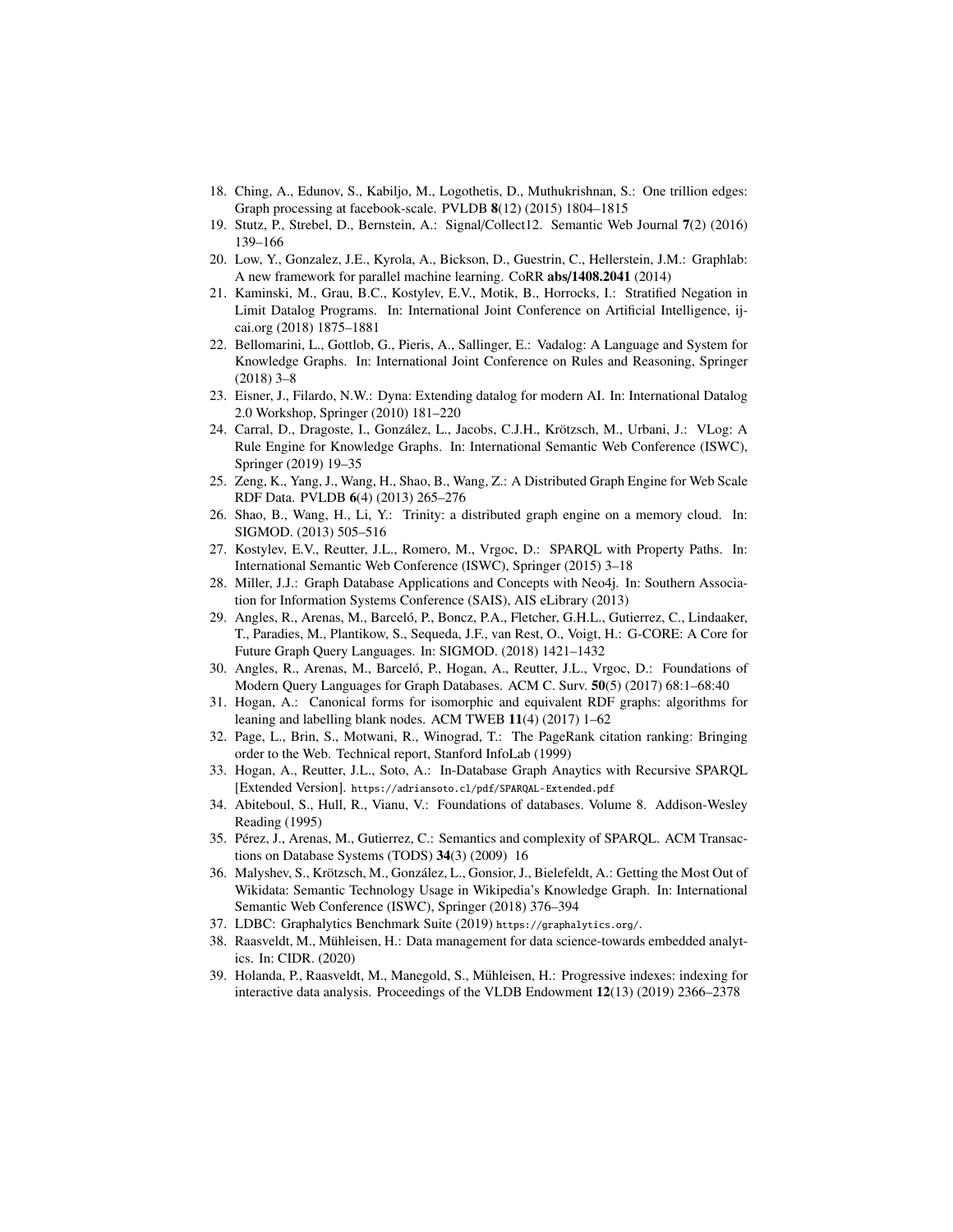18. Ching, A., Edunov, S., Kabiljo, M., Logothetis, D., Muthukrishnan, S.: One trillion edges: Graph processing at facebook-scale. PVLDB **8**(12) (2015) 1804–1815
19. Stutz, P., Strebel, D., Bernstein, A.: Signal/Collect12. Semantic Web Journal **7**(2) (2016) 139–166
20. Low, Y., Gonzalez, J.E., Kyrola, A., Bickson, D., Guestrin, C., Hellerstein, J.M.: Graphlab: A new framework for parallel machine learning. CoRR **abs/1408.2041** (2014)
21. Kaminski, M., Grau, B.C., Kostylev, E.V., Motik, B., Horrocks, I.: Stratified Negation in Limit Datalog Programs. In: International Joint Conference on Artificial Intelligence, ijcai.org (2018) 1875–1881
22. Bellomarini, L., Gottlob, G., Pieris, A., Sallinger, E.: Vadalog: A Language and System for Knowledge Graphs. In: International Joint Conference on Rules and Reasoning, Springer (2018) 3–8
23. Eisner, J., Filardo, N.W.: Dyna: Extending datalog for modern AI. In: International Datalog 2.0 Workshop, Springer (2010) 181–220
24. Carral, D., Dragoste, I., González, L., Jacobs, C.J.H., Krötzsch, M., Urbani, J.: VLog: A Rule Engine for Knowledge Graphs. In: International Semantic Web Conference (ISWC), Springer (2019) 19–35
25. Zeng, K., Yang, J., Wang, H., Shao, B., Wang, Z.: A Distributed Graph Engine for Web Scale RDF Data. PVLDB **6**(4) (2013) 265–276
26. Shao, B., Wang, H., Li, Y.: Trinity: a distributed graph engine on a memory cloud. In: SIGMOD. (2013) 505–516
27. Kostylev, E.V., Reutter, J.L., Romero, M., Vrgoc, D.: SPARQL with Property Paths. In: International Semantic Web Conference (ISWC), Springer (2015) 3–18
28. Miller, J.J.: Graph Database Applications and Concepts with Neo4j. In: Southern Association for Information Systems Conference (SAIS), AIS eLibrary (2013)
29. Angles, R., Arenas, M., Barceló, P., Boncz, P.A., Fletcher, G.H.L., Gutierrez, C., Lindaaker, T., Paradies, M., Plantikow, S., Sequeda, J.F., van Rest, O., Voigt, H.: G-CORE: A Core for Future Graph Query Languages. In: SIGMOD. (2018) 1421–1432
30. Angles, R., Arenas, M., Barceló, P., Hogan, A., Reutter, J.L., Vrgoc, D.: Foundations of Modern Query Languages for Graph Databases. ACM C. Surv. **50**(5) (2017) 68:1–68:40
31. Hogan, A.: Canonical forms for isomorphic and equivalent RDF graphs: algorithms for leaning and labelling blank nodes. ACM TWEB **11**(4) (2017) 1–62
32. Page, L., Brin, S., Motwani, R., Winograd, T.: The PageRank citation ranking: Bringing order to the Web. Technical report, Stanford InfoLab (1999)
33. Hogan, A., Reutter, J.L., Soto, A.: In-Database Graph Anaytics with Recursive SPARQL [Extended Version]. `https://adriansoto.cl/pdf/SPARQAL-Extended.pdf`
34. Abiteboul, S., Hull, R., Vianu, V.: Foundations of databases. Volume 8. Addison-Wesley Reading (1995)
35. Pérez, J., Arenas, M., Gutierrez, C.: Semantics and complexity of SPARQL. ACM Transactions on Database Systems (TODS) **34**(3) (2009) 16
36. Malyshev, S., Krötzsch, M., González, L., Gonsior, J., Bielefeldt, A.: Getting the Most Out of Wikidata: Semantic Technology Usage in Wikipedia's Knowledge Graph. In: International Semantic Web Conference (ISWC), Springer (2018) 376–394
37. LDBC: Graphalytics Benchmark Suite (2019) `https://graphalytics.org/`.
38. Raasveldt, M., Mühleisen, H.: Data management for data science-towards embedded analytics. In: CIDR. (2020)
39. Holanda, P., Raasveldt, M., Manegold, S., Mühleisen, H.: Progressive indexes: indexing for interactive data analysis. Proceedings of the VLDB Endowment **12**(13) (2019) 2366–2378